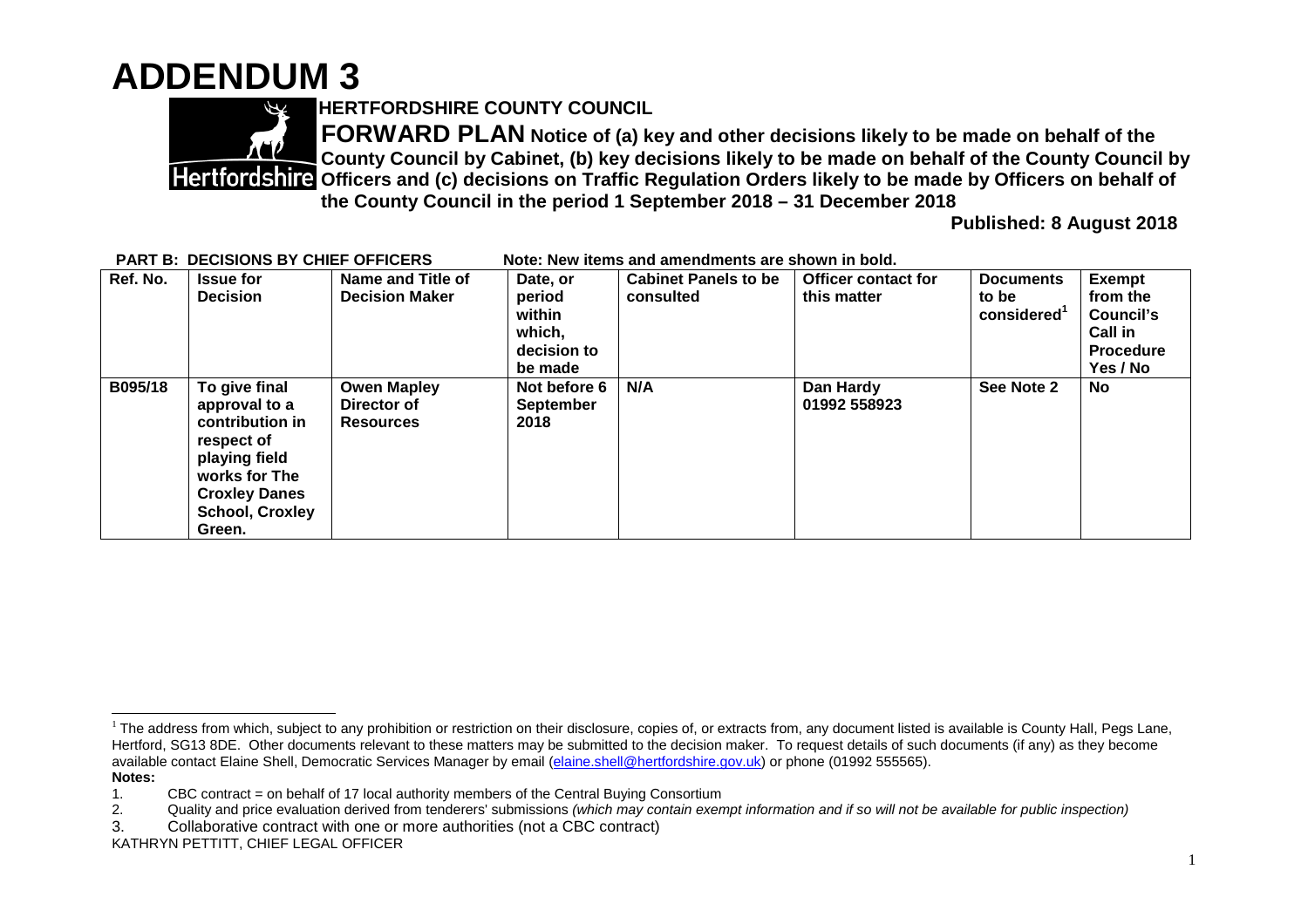# ADDENDUM 3

**HERTFORDSHIRE COUNTY COUNCIL**

**FORWARD PLAN Notice of (a) key and other decisions likely to be made on behalf of the County Council by Cabinet, (b) key decisions likely to be made on behalf of the County Council by Officers and (c) decisions on Traffic Regulation Orders likely to be made by Officers on behalf of the County Council in the period 1 September 2018 – 31 December 2018**

**Published: 8 August 2018**

**PART B: DECISIONS BY CHIEF OFFICERS** **Note: New items and amendments are shown in bold.**

| Ref. No. | Issue for Decision | Name and Title of Decision Maker | Date, or period within which, decision to be made | Cabinet Panels to be consulted | Officer contact for this matter | Documents to be considered[1] | Exempt from the Council's Call in Procedure Yes / No |
|---|---|---|---|---|---|---|---|
| **B095/18** | **To give final approval to a contribution in respect of playing field works for The Croxley Danes School, Croxley Green.** | **Owen Mapley Director of Resources** | **Not before 6 September 2018** | **N/A** | **Dan Hardy 01992 558923** | **See Note 2** | **No** |

[1] The address from which, subject to any prohibition or restriction on their disclosure, copies of, or extracts from, any document listed is available is County Hall, Pegs Lane, Hertford, SG13 8DE. Other documents relevant to these matters may be submitted to the decision maker. To request details of such documents (if any) as they become available contact Elaine Shell, Democratic Services Manager by email (elaine.shell@hertfordshire.gov.uk) or phone (01992 555565).

**Notes:**

1. CBC contract = on behalf of 17 local authority members of the Central Buying Consortium
2. Quality and price evaluation derived from tenderers' submissions *(which may contain exempt information and if so will not be available for public inspection)*
3. Collaborative contract with one or more authorities (not a CBC contract)

KATHRYN PETTITT, CHIEF LEGAL OFFICER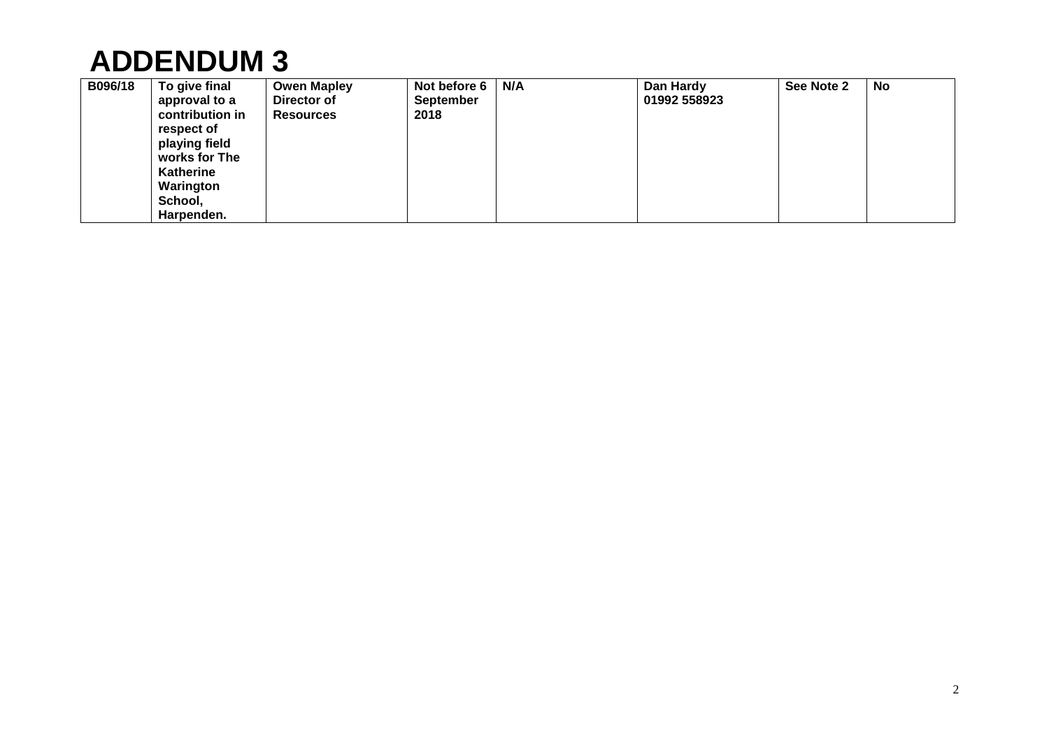# ADDENDUM 3

| | | | | | | | |
|---|---|---|---|---|---|---|---|
| **B096/18** | **To give final approval to a contribution in respect of playing field works for The Katherine Warington School, Harpenden.** | **Owen Mapley Director of Resources** | **Not before 6 September 2018** | **N/A** | **Dan Hardy 01992 558923** | **See Note 2** | **No** |